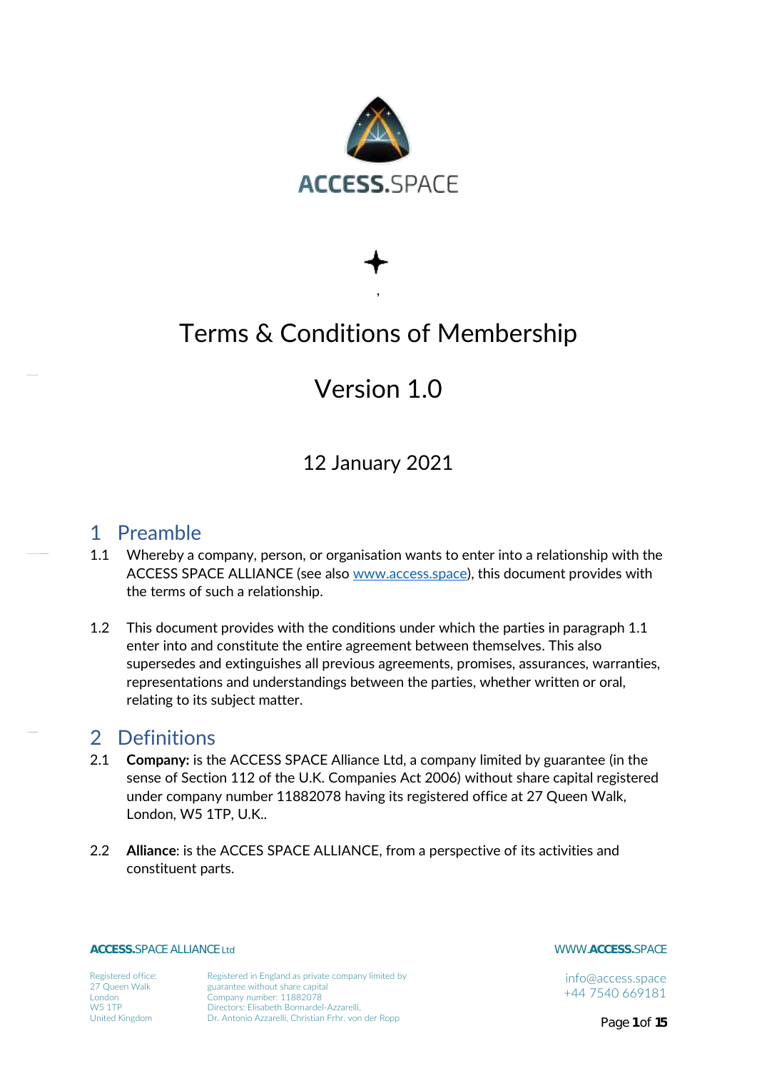ACCESS.SPACE

# Terms & Conditions of Membership

# Version 1.0

## 12 January 2021

## 1 Preamble

1.1 Whereby a company, person, or organisation wants to enter into a relationship with the ACCESS SPACE ALLIANCE (see also [www.access.space](www.access.space)), this document provides with the terms of such a relationship.

1.2 This document provides with the conditions under which the parties in paragraph 1.1 enter into and constitute the entire agreement between themselves. This also supersedes and extinguishes all previous agreements, promises, assurances, warranties, representations and understandings between the parties, whether written or oral, relating to its subject matter.

## 2 Definitions

2.1 **Company:** is the ACCESS SPACE Alliance Ltd, a company limited by guarantee (in the sense of Section 112 of the U.K. Companies Act 2006) without share capital registered under company number 11882078 having its registered office at 27 Queen Walk, London, W5 1TP, U.K..

2.2 **Alliance**: is the ACCES SPACE ALLIANCE, from a perspective of its activities and constituent parts.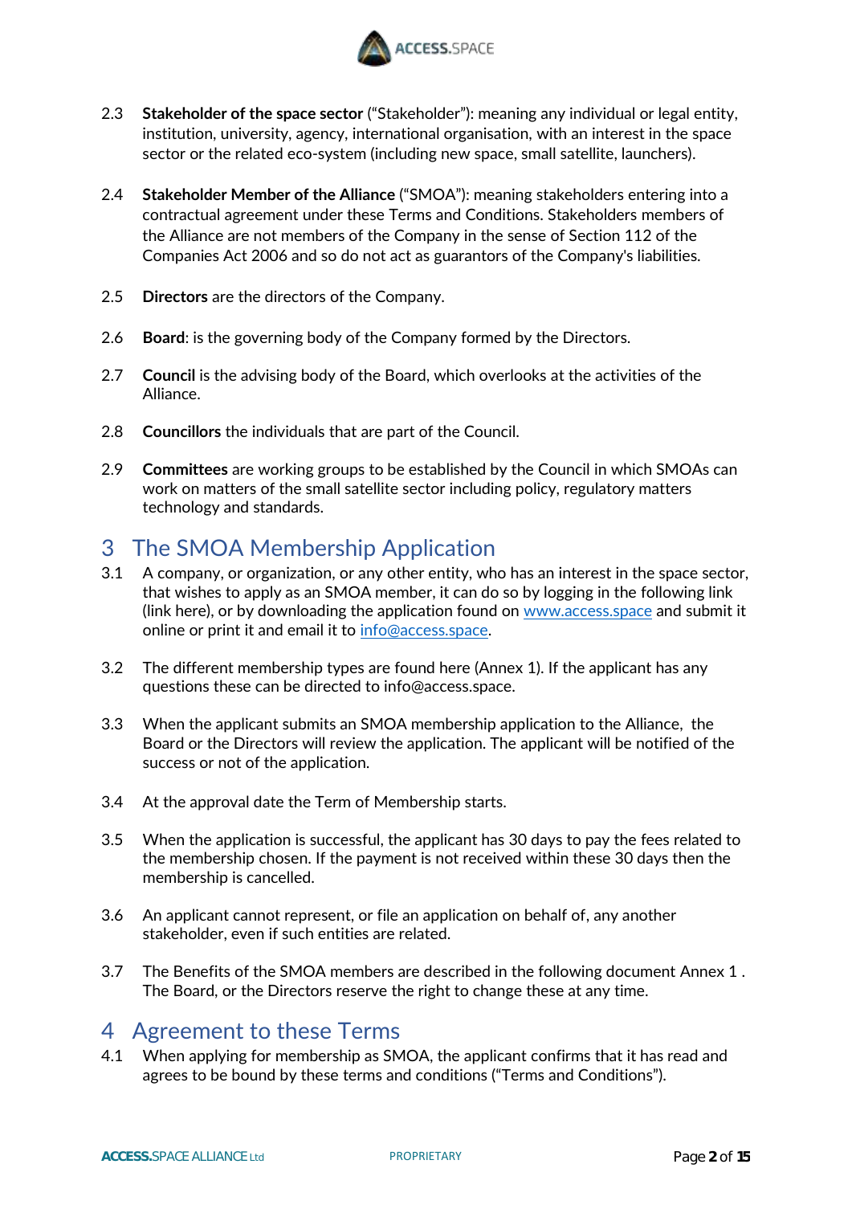2.3 **Stakeholder of the space sector** (“Stakeholder”): meaning any individual or legal entity, institution, university, agency, international organisation, with an interest in the space sector or the related eco-system (including new space, small satellite, launchers).

2.4 **Stakeholder Member of the Alliance** (“SMOA”): meaning stakeholders entering into a contractual agreement under these Terms and Conditions. Stakeholders members of the Alliance are not members of the Company in the sense of Section 112 of the Companies Act 2006 and so do not act as guarantors of the Company's liabilities.

2.5 **Directors** are the directors of the Company.

2.6 **Board**: is the governing body of the Company formed by the Directors.

2.7 **Council** is the advising body of the Board, which overlooks at the activities of the Alliance.

2.8 **Councillors** the individuals that are part of the Council.

2.9 **Committees** are working groups to be established by the Council in which SMOAs can work on matters of the small satellite sector including policy, regulatory matters technology and standards.

# 3 The SMOA Membership Application

3.1 A company, or organization, or any other entity, who has an interest in the space sector, that wishes to apply as an SMOA member, it can do so by logging in the following link (link here), or by downloading the application found on [www.access.space](www.access.space) and submit it online or print it and email it to [info@access.space](mailto:info@access.space).

3.2 The different membership types are found here (Annex 1). If the applicant has any questions these can be directed to info@access.space.

3.3 When the applicant submits an SMOA membership application to the Alliance, the Board or the Directors will review the application. The applicant will be notified of the success or not of the application.

3.4 At the approval date the Term of Membership starts.

3.5 When the application is successful, the applicant has 30 days to pay the fees related to the membership chosen. If the payment is not received within these 30 days then the membership is cancelled.

3.6 An applicant cannot represent, or file an application on behalf of, any another stakeholder, even if such entities are related.

3.7 The Benefits of the SMOA members are described in the following document Annex 1 . The Board, or the Directors reserve the right to change these at any time.

# 4 Agreement to these Terms

4.1 When applying for membership as SMOA, the applicant confirms that it has read and agrees to be bound by these terms and conditions (“Terms and Conditions”).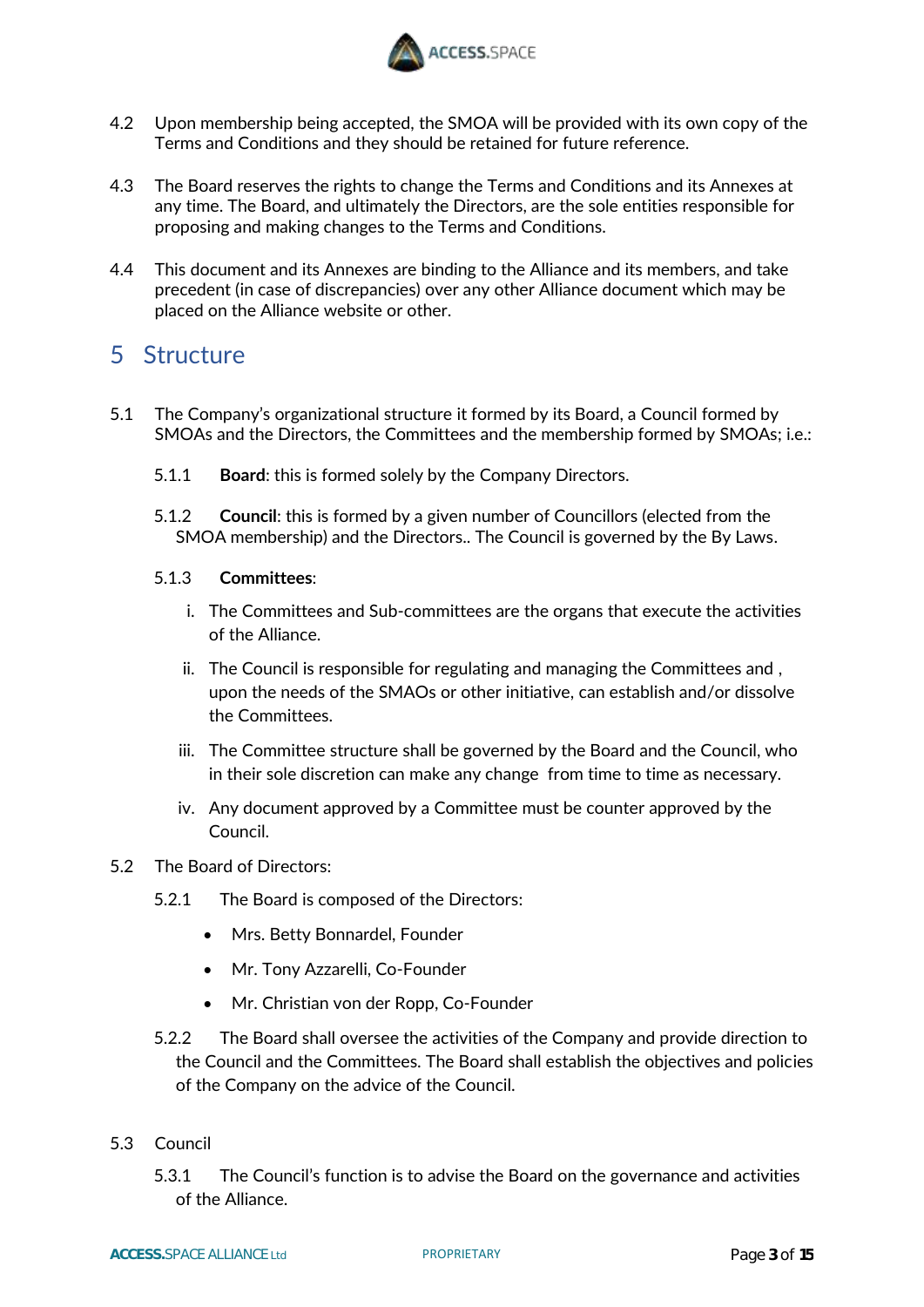4.2 Upon membership being accepted, the SMOA will be provided with its own copy of the Terms and Conditions and they should be retained for future reference.

4.3 The Board reserves the rights to change the Terms and Conditions and its Annexes at any time. The Board, and ultimately the Directors, are the sole entities responsible for proposing and making changes to the Terms and Conditions.

4.4 This document and its Annexes are binding to the Alliance and its members, and take precedent (in case of discrepancies) over any other Alliance document which may be placed on the Alliance website or other.

# 5 Structure

5.1 The Company's organizational structure it formed by its Board, a Council formed by SMOAs and the Directors, the Committees and the membership formed by SMOAs; i.e.:

5.1.1 **Board**: this is formed solely by the Company Directors.

5.1.2 **Council**: this is formed by a given number of Councillors (elected from the SMOA membership) and the Directors.. The Council is governed by the By Laws.

5.1.3 **Committees**:

i. The Committees and Sub-committees are the organs that execute the activities of the Alliance.

ii. The Council is responsible for regulating and managing the Committees and , upon the needs of the SMAOs or other initiative, can establish and/or dissolve the Committees.

iii. The Committee structure shall be governed by the Board and the Council, who in their sole discretion can make any change from time to time as necessary.

iv. Any document approved by a Committee must be counter approved by the Council.

5.2 The Board of Directors:

5.2.1 The Board is composed of the Directors:

- Mrs. Betty Bonnardel, Founder
- Mr. Tony Azzarelli, Co-Founder
- Mr. Christian von der Ropp, Co-Founder

5.2.2 The Board shall oversee the activities of the Company and provide direction to the Council and the Committees. The Board shall establish the objectives and policies of the Company on the advice of the Council.

5.3 Council

5.3.1 The Council's function is to advise the Board on the governance and activities of the Alliance.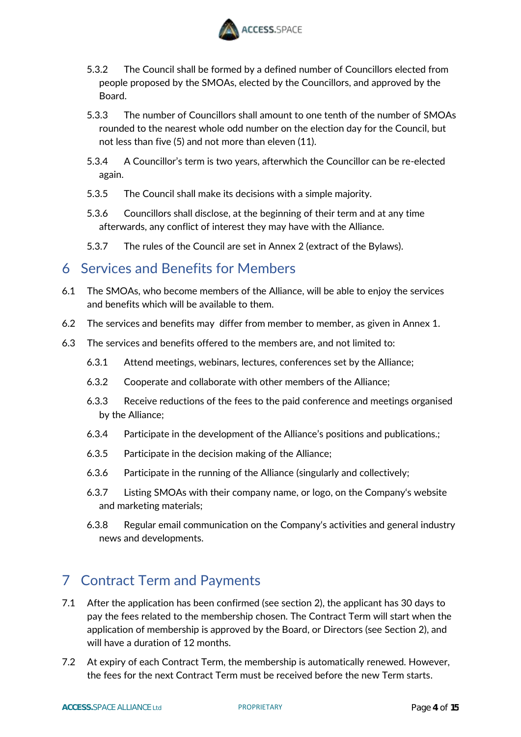5.3.2 The Council shall be formed by a defined number of Councillors elected from people proposed by the SMOAs, elected by the Councillors, and approved by the Board.

5.3.3 The number of Councillors shall amount to one tenth of the number of SMOAs rounded to the nearest whole odd number on the election day for the Council, but not less than five (5) and not more than eleven (11).

5.3.4 A Councillor's term is two years, afterwhich the Councillor can be re-elected again.

5.3.5 The Council shall make its decisions with a simple majority.

5.3.6 Councillors shall disclose, at the beginning of their term and at any time afterwards, any conflict of interest they may have with the Alliance.

5.3.7 The rules of the Council are set in Annex 2 (extract of the Bylaws).

# 6 Services and Benefits for Members

6.1 The SMOAs, who become members of the Alliance, will be able to enjoy the services and benefits which will be available to them.

6.2 The services and benefits may differ from member to member, as given in Annex 1.

6.3 The services and benefits offered to the members are, and not limited to:

6.3.1 Attend meetings, webinars, lectures, conferences set by the Alliance;

6.3.2 Cooperate and collaborate with other members of the Alliance;

6.3.3 Receive reductions of the fees to the paid conference and meetings organised by the Alliance;

6.3.4 Participate in the development of the Alliance's positions and publications.;

6.3.5 Participate in the decision making of the Alliance;

6.3.6 Participate in the running of the Alliance (singularly and collectively;

6.3.7 Listing SMOAs with their company name, or logo, on the Company's website and marketing materials;

6.3.8 Regular email communication on the Company's activities and general industry news and developments.

# 7 Contract Term and Payments

7.1 After the application has been confirmed (see section 2), the applicant has 30 days to pay the fees related to the membership chosen. The Contract Term will start when the application of membership is approved by the Board, or Directors (see Section 2), and will have a duration of 12 months.

7.2 At expiry of each Contract Term, the membership is automatically renewed. However, the fees for the next Contract Term must be received before the new Term starts.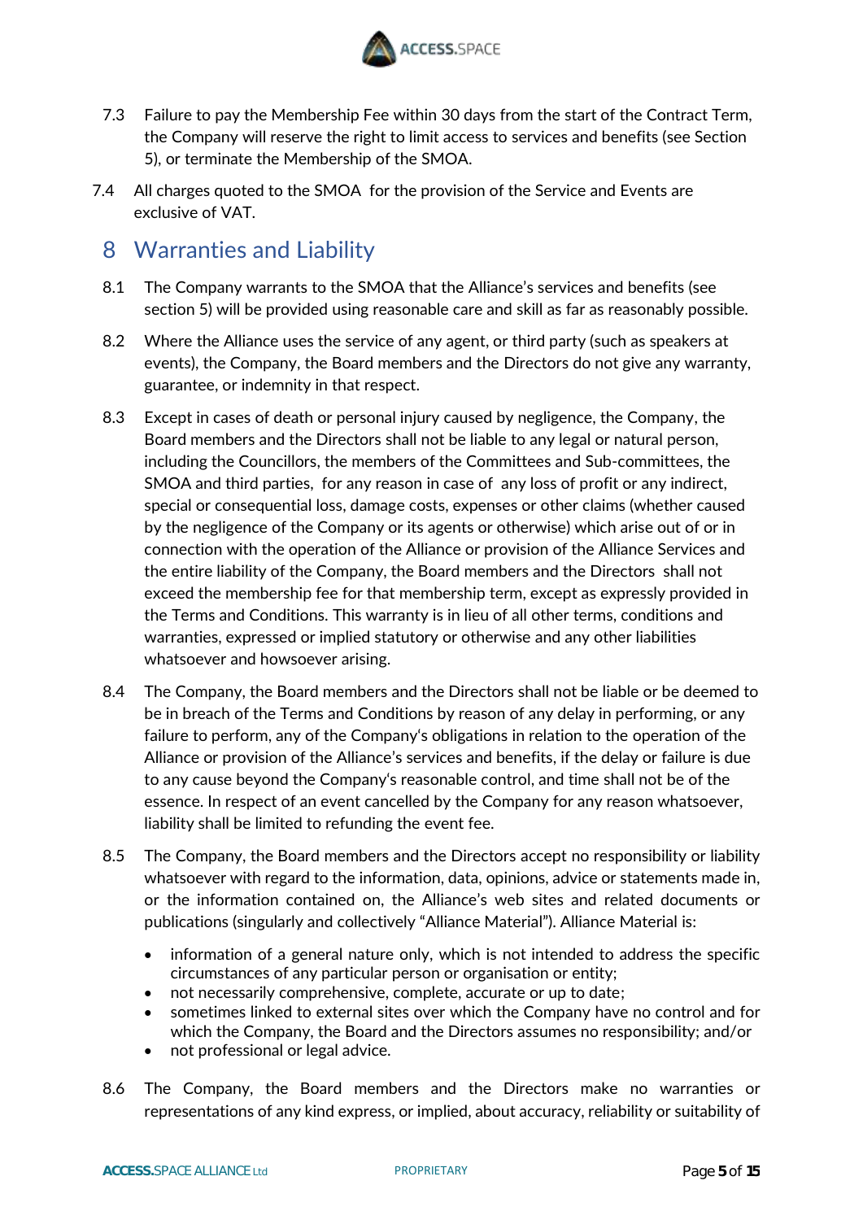7.3 Failure to pay the Membership Fee within 30 days from the start of the Contract Term, the Company will reserve the right to limit access to services and benefits (see Section 5), or terminate the Membership of the SMOA.

7.4 All charges quoted to the SMOA for the provision of the Service and Events are exclusive of VAT.

## 8 Warranties and Liability

8.1 The Company warrants to the SMOA that the Alliance's services and benefits (see section 5) will be provided using reasonable care and skill as far as reasonably possible.

8.2 Where the Alliance uses the service of any agent, or third party (such as speakers at events), the Company, the Board members and the Directors do not give any warranty, guarantee, or indemnity in that respect.

8.3 Except in cases of death or personal injury caused by negligence, the Company, the Board members and the Directors shall not be liable to any legal or natural person, including the Councillors, the members of the Committees and Sub-committees, the SMOA and third parties, for any reason in case of any loss of profit or any indirect, special or consequential loss, damage costs, expenses or other claims (whether caused by the negligence of the Company or its agents or otherwise) which arise out of or in connection with the operation of the Alliance or provision of the Alliance Services and the entire liability of the Company, the Board members and the Directors shall not exceed the membership fee for that membership term, except as expressly provided in the Terms and Conditions. This warranty is in lieu of all other terms, conditions and warranties, expressed or implied statutory or otherwise and any other liabilities whatsoever and howsoever arising.

8.4 The Company, the Board members and the Directors shall not be liable or be deemed to be in breach of the Terms and Conditions by reason of any delay in performing, or any failure to perform, any of the Company's obligations in relation to the operation of the Alliance or provision of the Alliance's services and benefits, if the delay or failure is due to any cause beyond the Company's reasonable control, and time shall not be of the essence. In respect of an event cancelled by the Company for any reason whatsoever, liability shall be limited to refunding the event fee.

8.5 The Company, the Board members and the Directors accept no responsibility or liability whatsoever with regard to the information, data, opinions, advice or statements made in, or the information contained on, the Alliance's web sites and related documents or publications (singularly and collectively "Alliance Material"). Alliance Material is:

- information of a general nature only, which is not intended to address the specific circumstances of any particular person or organisation or entity;
- not necessarily comprehensive, complete, accurate or up to date;
- sometimes linked to external sites over which the Company have no control and for which the Company, the Board and the Directors assumes no responsibility; and/or
- not professional or legal advice.

8.6 The Company, the Board members and the Directors make no warranties or representations of any kind express, or implied, about accuracy, reliability or suitability of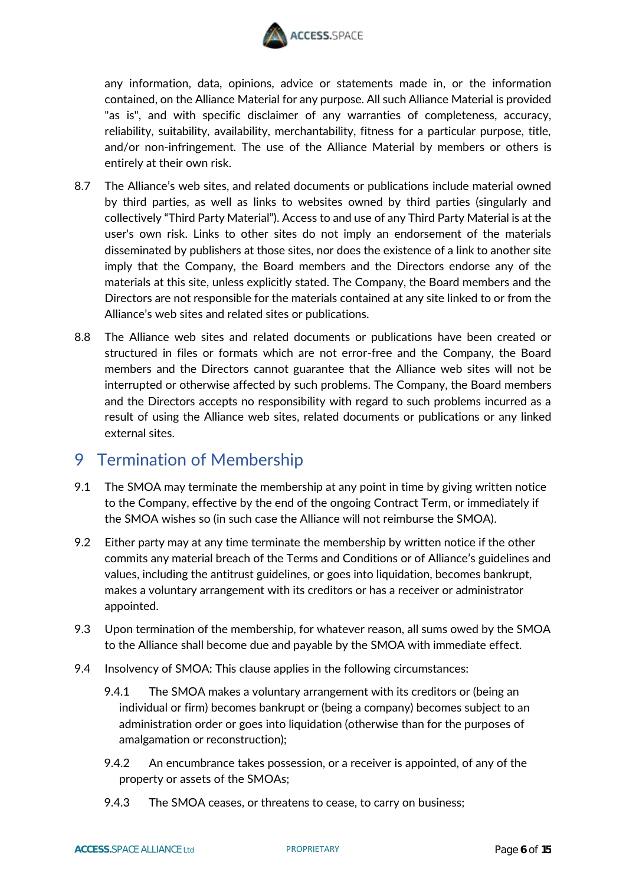any information, data, opinions, advice or statements made in, or the information contained, on the Alliance Material for any purpose. All such Alliance Material is provided "as is", and with specific disclaimer of any warranties of completeness, accuracy, reliability, suitability, availability, merchantability, fitness for a particular purpose, title, and/or non-infringement. The use of the Alliance Material by members or others is entirely at their own risk.

8.7 The Alliance's web sites, and related documents or publications include material owned by third parties, as well as links to websites owned by third parties (singularly and collectively "Third Party Material"). Access to and use of any Third Party Material is at the user's own risk. Links to other sites do not imply an endorsement of the materials disseminated by publishers at those sites, nor does the existence of a link to another site imply that the Company, the Board members and the Directors endorse any of the materials at this site, unless explicitly stated. The Company, the Board members and the Directors are not responsible for the materials contained at any site linked to or from the Alliance's web sites and related sites or publications.

8.8 The Alliance web sites and related documents or publications have been created or structured in files or formats which are not error-free and the Company, the Board members and the Directors cannot guarantee that the Alliance web sites will not be interrupted or otherwise affected by such problems. The Company, the Board members and the Directors accepts no responsibility with regard to such problems incurred as a result of using the Alliance web sites, related documents or publications or any linked external sites.

# 9 Termination of Membership

9.1 The SMOA may terminate the membership at any point in time by giving written notice to the Company, effective by the end of the ongoing Contract Term, or immediately if the SMOA wishes so (in such case the Alliance will not reimburse the SMOA).

9.2 Either party may at any time terminate the membership by written notice if the other commits any material breach of the Terms and Conditions or of Alliance's guidelines and values, including the antitrust guidelines, or goes into liquidation, becomes bankrupt, makes a voluntary arrangement with its creditors or has a receiver or administrator appointed.

9.3 Upon termination of the membership, for whatever reason, all sums owed by the SMOA to the Alliance shall become due and payable by the SMOA with immediate effect.

9.4 Insolvency of SMOA: This clause applies in the following circumstances:

9.4.1 The SMOA makes a voluntary arrangement with its creditors or (being an individual or firm) becomes bankrupt or (being a company) becomes subject to an administration order or goes into liquidation (otherwise than for the purposes of amalgamation or reconstruction);

9.4.2 An encumbrance takes possession, or a receiver is appointed, of any of the property or assets of the SMOAs;

9.4.3 The SMOA ceases, or threatens to cease, to carry on business;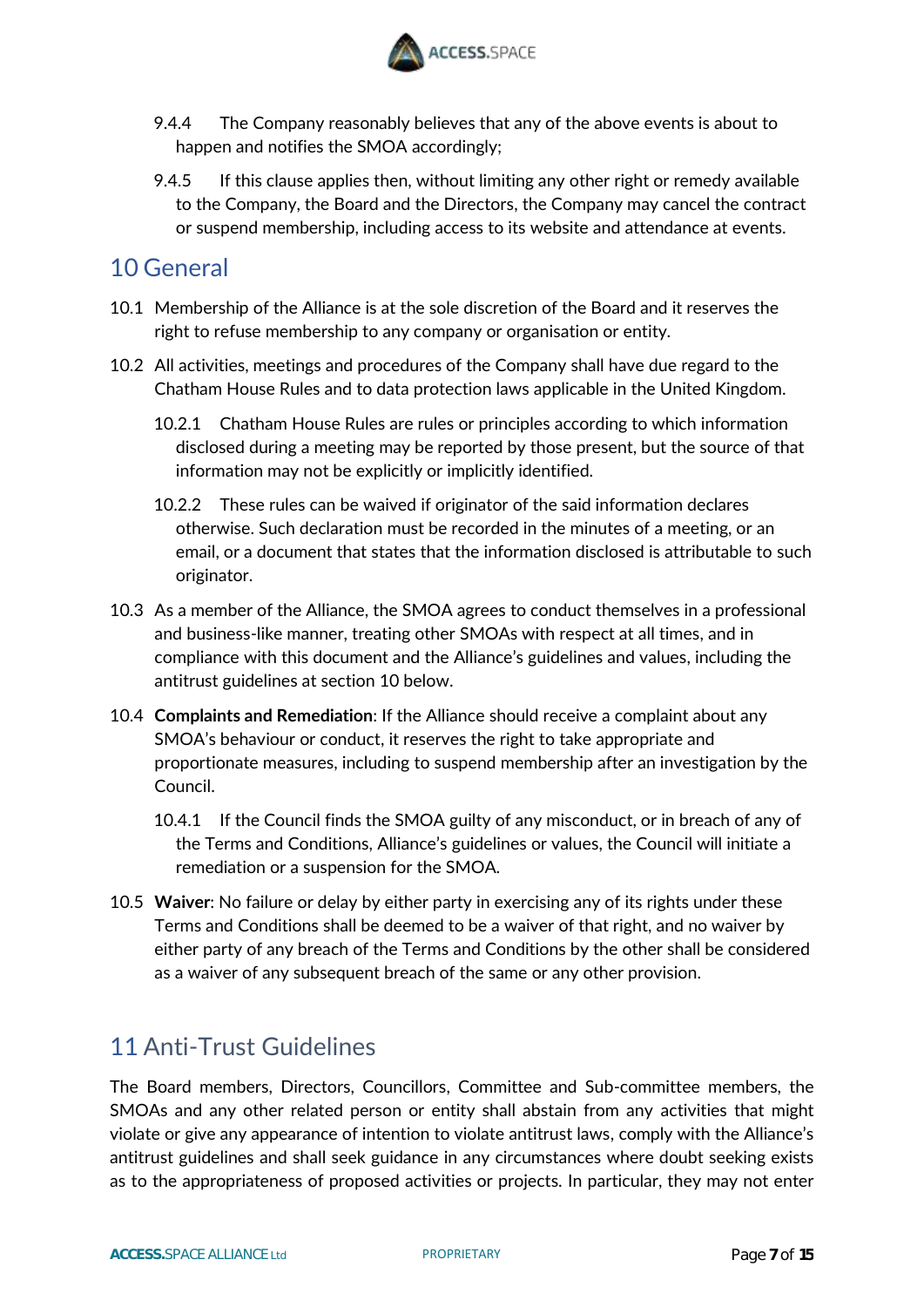9.4.4 The Company reasonably believes that any of the above events is about to happen and notifies the SMOA accordingly;

9.4.5 If this clause applies then, without limiting any other right or remedy available to the Company, the Board and the Directors, the Company may cancel the contract or suspend membership, including access to its website and attendance at events.

## 10 General

10.1 Membership of the Alliance is at the sole discretion of the Board and it reserves the right to refuse membership to any company or organisation or entity.

10.2 All activities, meetings and procedures of the Company shall have due regard to the Chatham House Rules and to data protection laws applicable in the United Kingdom.

10.2.1 Chatham House Rules are rules or principles according to which information disclosed during a meeting may be reported by those present, but the source of that information may not be explicitly or implicitly identified.

10.2.2 These rules can be waived if originator of the said information declares otherwise. Such declaration must be recorded in the minutes of a meeting, or an email, or a document that states that the information disclosed is attributable to such originator.

10.3 As a member of the Alliance, the SMOA agrees to conduct themselves in a professional and business-like manner, treating other SMOAs with respect at all times, and in compliance with this document and the Alliance's guidelines and values, including the antitrust guidelines at section 10 below.

10.4 **Complaints and Remediation**: If the Alliance should receive a complaint about any SMOA's behaviour or conduct, it reserves the right to take appropriate and proportionate measures, including to suspend membership after an investigation by the Council.

10.4.1 If the Council finds the SMOA guilty of any misconduct, or in breach of any of the Terms and Conditions, Alliance's guidelines or values, the Council will initiate a remediation or a suspension for the SMOA.

10.5 **Waiver**: No failure or delay by either party in exercising any of its rights under these Terms and Conditions shall be deemed to be a waiver of that right, and no waiver by either party of any breach of the Terms and Conditions by the other shall be considered as a waiver of any subsequent breach of the same or any other provision.

## 11 Anti-Trust Guidelines

The Board members, Directors, Councillors, Committee and Sub-committee members, the SMOAs and any other related person or entity shall abstain from any activities that might violate or give any appearance of intention to violate antitrust laws, comply with the Alliance's antitrust guidelines and shall seek guidance in any circumstances where doubt seeking exists as to the appropriateness of proposed activities or projects. In particular, they may not enter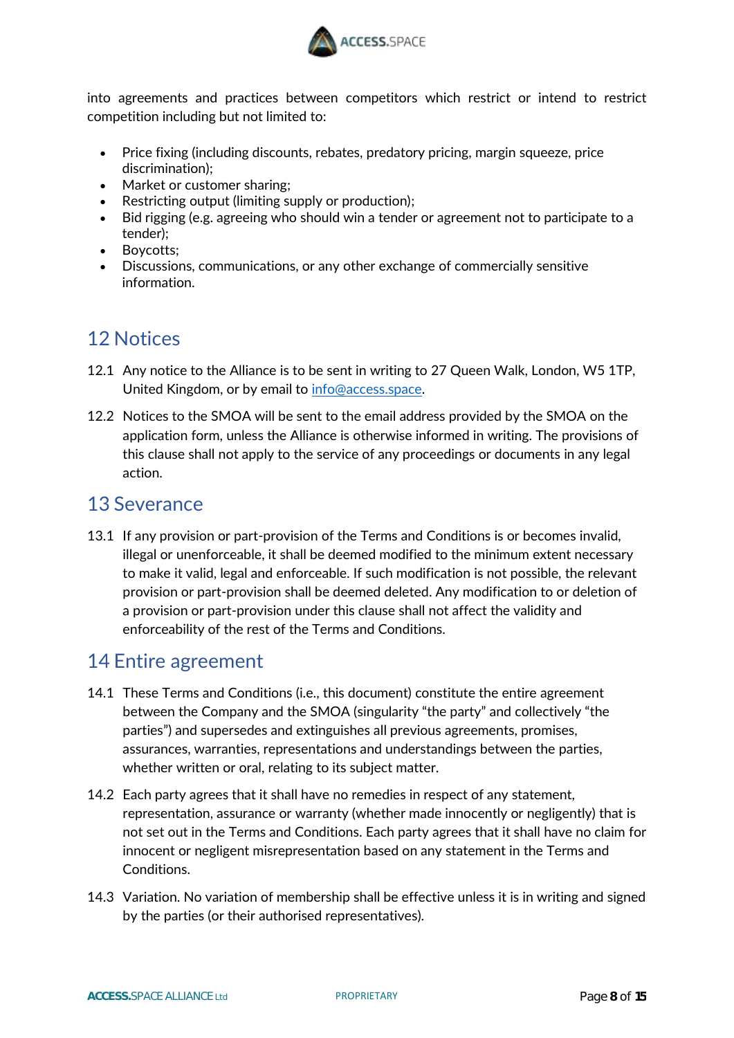into agreements and practices between competitors which restrict or intend to restrict competition including but not limited to:

- Price fixing (including discounts, rebates, predatory pricing, margin squeeze, price discrimination);
- Market or customer sharing;
- Restricting output (limiting supply or production);
- Bid rigging (e.g. agreeing who should win a tender or agreement not to participate to a tender);
- Boycotts;
- Discussions, communications, or any other exchange of commercially sensitive information.

## 12 Notices

12.1 Any notice to the Alliance is to be sent in writing to 27 Queen Walk, London, W5 1TP, United Kingdom, or by email to info@access.space.

12.2 Notices to the SMOA will be sent to the email address provided by the SMOA on the application form, unless the Alliance is otherwise informed in writing. The provisions of this clause shall not apply to the service of any proceedings or documents in any legal action.

## 13 Severance

13.1 If any provision or part-provision of the Terms and Conditions is or becomes invalid, illegal or unenforceable, it shall be deemed modified to the minimum extent necessary to make it valid, legal and enforceable. If such modification is not possible, the relevant provision or part-provision shall be deemed deleted. Any modification to or deletion of a provision or part-provision under this clause shall not affect the validity and enforceability of the rest of the Terms and Conditions.

## 14 Entire agreement

14.1 These Terms and Conditions (i.e., this document) constitute the entire agreement between the Company and the SMOA (singularity "the party" and collectively "the parties") and supersedes and extinguishes all previous agreements, promises, assurances, warranties, representations and understandings between the parties, whether written or oral, relating to its subject matter.

14.2 Each party agrees that it shall have no remedies in respect of any statement, representation, assurance or warranty (whether made innocently or negligently) that is not set out in the Terms and Conditions. Each party agrees that it shall have no claim for innocent or negligent misrepresentation based on any statement in the Terms and Conditions.

14.3 Variation. No variation of membership shall be effective unless it is in writing and signed by the parties (or their authorised representatives).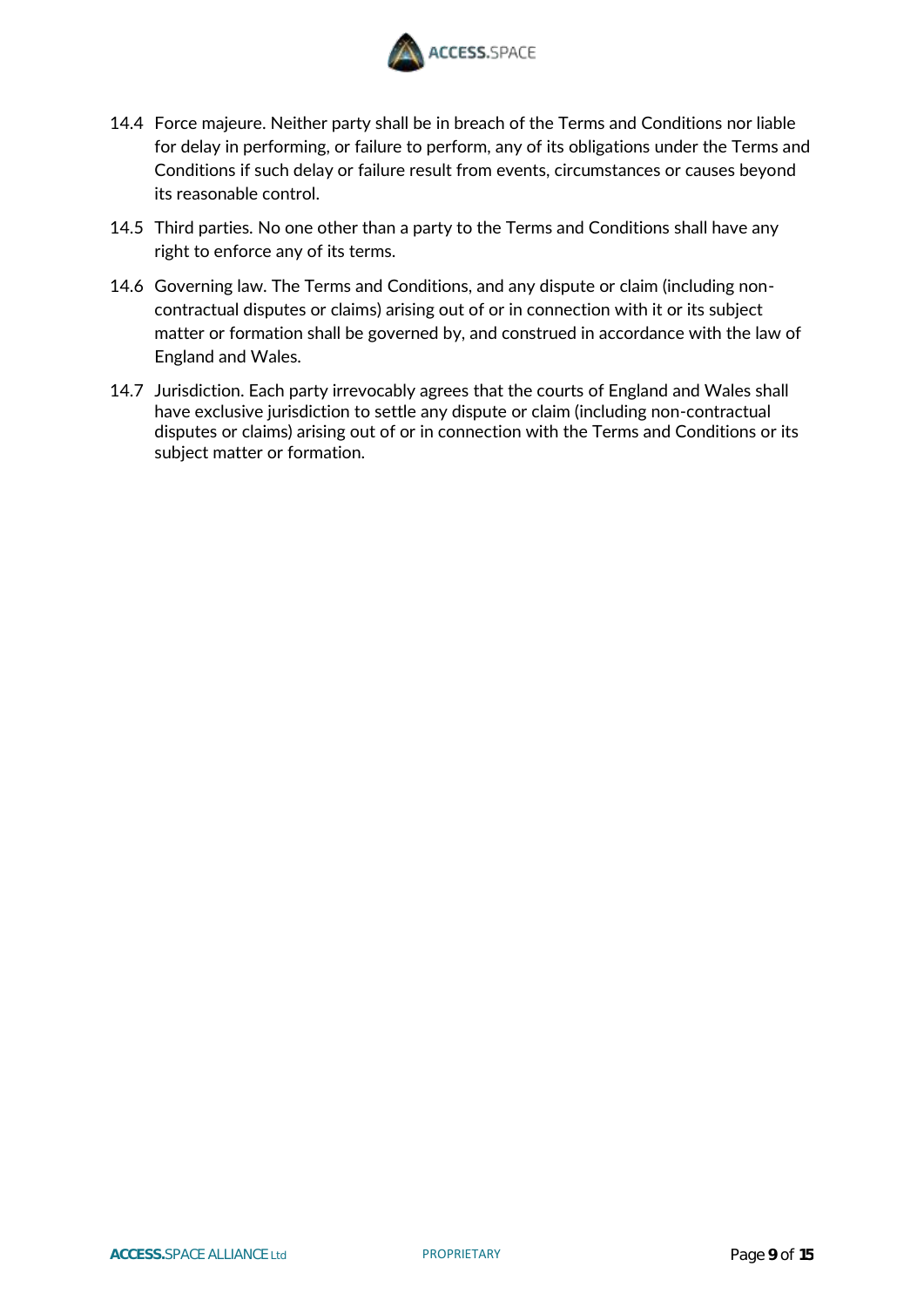14.4 Force majeure. Neither party shall be in breach of the Terms and Conditions nor liable for delay in performing, or failure to perform, any of its obligations under the Terms and Conditions if such delay or failure result from events, circumstances or causes beyond its reasonable control.

14.5 Third parties. No one other than a party to the Terms and Conditions shall have any right to enforce any of its terms.

14.6 Governing law. The Terms and Conditions, and any dispute or claim (including non-contractual disputes or claims) arising out of or in connection with it or its subject matter or formation shall be governed by, and construed in accordance with the law of England and Wales.

14.7 Jurisdiction. Each party irrevocably agrees that the courts of England and Wales shall have exclusive jurisdiction to settle any dispute or claim (including non-contractual disputes or claims) arising out of or in connection with the Terms and Conditions or its subject matter or formation.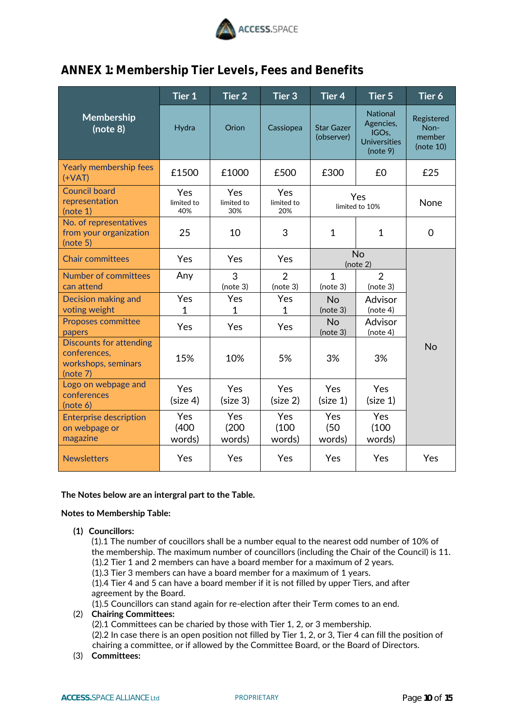## ANNEX 1: Membership Tier Levels, Fees and Benefits

| Membership (note 8) | Tier 1 | Tier 2 | Tier 3 | Tier 4 | Tier 5 | Tier 6 |
|---|---|---|---|---|---|---|
| | Hydra | Orion | Cassiopea | Star Gazer (observer) | National Agencies, IGOs, Universities (note 9) | Registered Non-member (note 10) |
| Yearly membership fees (+VAT) | £1500 | £1000 | £500 | £300 | £0 | £25 |
| Council board representation (note 1) | Yes limited to 40% | Yes limited to 30% | Yes limited to 20% | Yes limited to 10% | | None |
| No. of representatives from your organization (note 5) | 25 | 10 | 3 | 1 | 1 | 0 |
| Chair committees | Yes | Yes | Yes | No (note 2) | | No |
| Number of committees can attend | Any | 3 (note 3) | 2 (note 3) | 1 (note 3) | 2 (note 3) | |
| Decision making and voting weight | Yes 1 | Yes 1 | Yes 1 | No (note 3) | Advisor (note 4) | |
| Proposes committee papers | Yes | Yes | Yes | No (note 3) | Advisor (note 4) | |
| Discounts for attending conferences, workshops, seminars (note 7) | 15% | 10% | 5% | 3% | 3% | |
| Logo on webpage and conferences (note 6) | Yes (size 4) | Yes (size 3) | Yes (size 2) | Yes (size 1) | Yes (size 1) | |
| Enterprise description on webpage or magazine | Yes (400 words) | Yes (200 words) | Yes (100 words) | Yes (50 words) | Yes (100 words) | |
| Newsletters | Yes | Yes | Yes | Yes | Yes | Yes |

**The Notes below are an intergral part to the Table.**

**Notes to Membership Table:**

**(1) Councillors:**

(1).1 The number of coucillors shall be a number equal to the nearest odd number of 10% of the membership. The maximum number of councillors (including the Chair of the Council) is 11.
(1).2 Tier 1 and 2 members can have a board member for a maximum of 2 years.
(1).3 Tier 3 members can have a board member for a maximum of 1 years.
(1).4 Tier 4 and 5 can have a board member if it is not filled by upper Tiers, and after agreement by the Board.
(1).5 Councillors can stand again for re-election after their Term comes to an end.

(2) **Chairing Committees:**

(2).1 Committees can be charied by those with Tier 1, 2, or 3 membership.
(2).2 In case there is an open position not filled by Tier 1, 2, or 3, Tier 4 can fill the position of chairing a committee, or if allowed by the Committee Board, or the Board of Directors.

(3) **Committees:**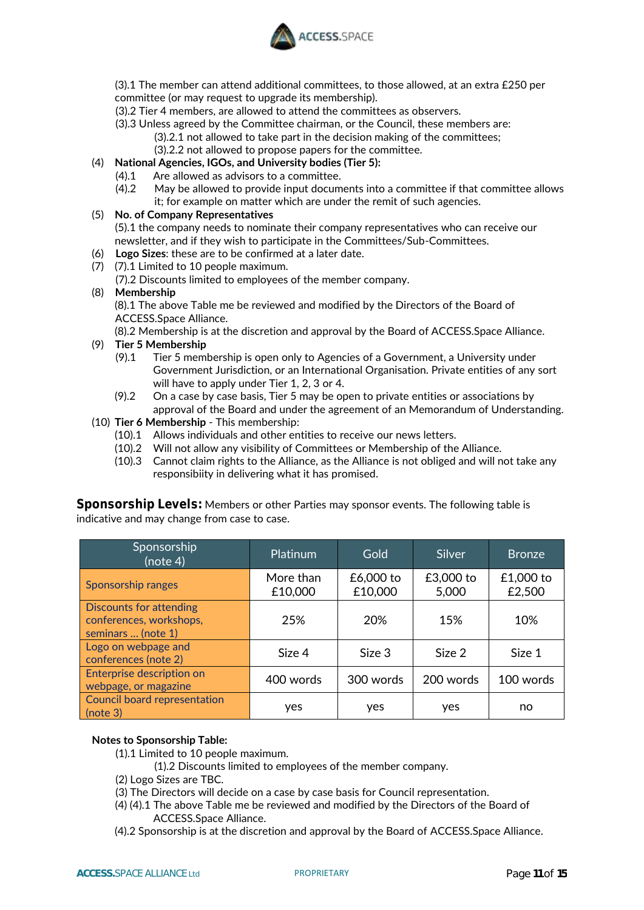(3).1 The member can attend additional committees, to those allowed, at an extra £250 per committee (or may request to upgrade its membership).
(3).2 Tier 4 members, are allowed to attend the committees as observers.
(3).3 Unless agreed by the Committee chairman, or the Council, these members are:
  (3).2.1 not allowed to take part in the decision making of the committees;
  (3).2.2 not allowed to propose papers for the committee.

(4) **National Agencies, IGOs, and University bodies (Tier 5):**
  (4).1 Are allowed as advisors to a committee.
  (4).2 May be allowed to provide input documents into a committee if that committee allows it; for example on matter which are under the remit of such agencies.

(5) **No. of Company Representatives**
  (5).1 the company needs to nominate their company representatives who can receive our newsletter, and if they wish to participate in the Committees/Sub-Committees.

(6) **Logo Sizes**: these are to be confirmed at a later date.

(7) (7).1 Limited to 10 people maximum.
  (7).2 Discounts limited to employees of the member company.

(8) **Membership**
  (8).1 The above Table me be reviewed and modified by the Directors of the Board of ACCESS.Space Alliance.
  (8).2 Membership is at the discretion and approval by the Board of ACCESS.Space Alliance.

(9) **Tier 5 Membership**
  (9).1 Tier 5 membership is open only to Agencies of a Government, a University under Government Jurisdiction, or an International Organisation. Private entities of any sort will have to apply under Tier 1, 2, 3 or 4.
  (9).2 On a case by case basis, Tier 5 may be open to private entities or associations by approval of the Board and under the agreement of an Memorandum of Understanding.

(10) **Tier 6 Membership** - This membership:
  (10).1 Allows individuals and other entities to receive our news letters.
  (10).2 Will not allow any visibility of Committees or Membership of the Alliance.
  (10).3 Cannot claim rights to the Alliance, as the Alliance is not obliged and will not take any responsibiity in delivering what it has promised.

**Sponsorship Levels:** Members or other Parties may sponsor events. The following table is indicative and may change from case to case.

| Sponsorship (note 4) | Platinum | Gold | Silver | Bronze |
|---|---|---|---|---|
| Sponsorship ranges | More than £10,000 | £6,000 to £10,000 | £3,000 to 5,000 | £1,000 to £2,500 |
| Discounts for attending conferences, workshops, seminars … (note 1) | 25% | 20% | 15% | 10% |
| Logo on webpage and conferences (note 2) | Size 4 | Size 3 | Size 2 | Size 1 |
| Enterprise description on webpage, or magazine | 400 words | 300 words | 200 words | 100 words |
| Council board representation (note 3) | yes | yes | yes | no |

**Notes to Sponsorship Table:**

(1).1 Limited to 10 people maximum.
  (1).2 Discounts limited to employees of the member company.
(2) Logo Sizes are TBC.
(3) The Directors will decide on a case by case basis for Council representation.
(4) (4).1 The above Table me be reviewed and modified by the Directors of the Board of ACCESS.Space Alliance.
(4).2 Sponsorship is at the discretion and approval by the Board of ACCESS.Space Alliance.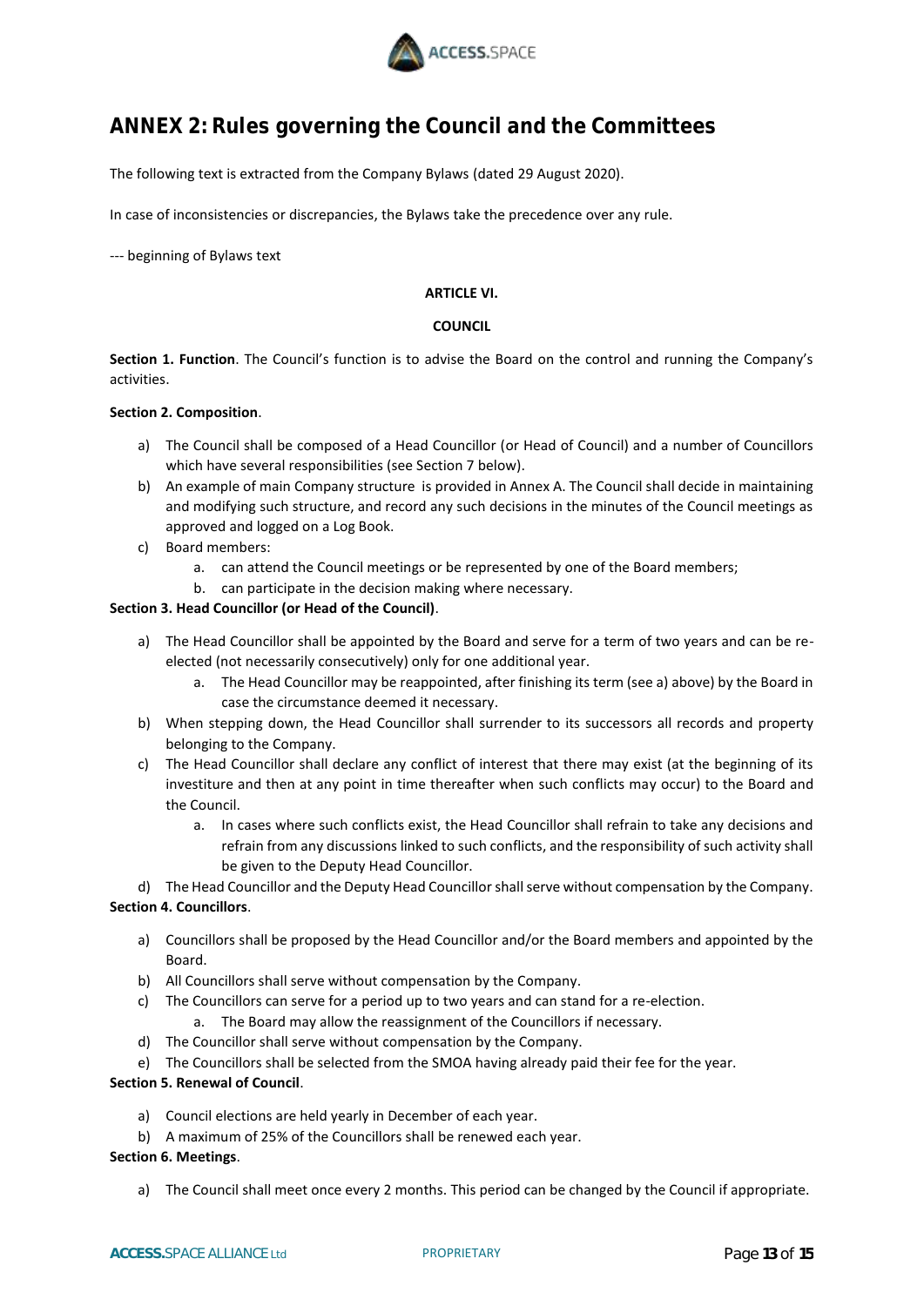# ANNEX 2: Rules governing the Council and the Committees

The following text is extracted from the Company Bylaws (dated 29 August 2020).

In case of inconsistencies or discrepancies, the Bylaws take the precedence over any rule.

--- beginning of Bylaws text

**ARTICLE VI.**

**COUNCIL**

**Section 1. Function**. The Council's function is to advise the Board on the control and running the Company's activities.

**Section 2. Composition**.

- a) The Council shall be composed of a Head Councillor (or Head of Council) and a number of Councillors which have several responsibilities (see Section 7 below).
- b) An example of main Company structure is provided in Annex A. The Council shall decide in maintaining and modifying such structure, and record any such decisions in the minutes of the Council meetings as approved and logged on a Log Book.
- c) Board members:
  - a. can attend the Council meetings or be represented by one of the Board members;
  - b. can participate in the decision making where necessary.

**Section 3. Head Councillor (or Head of the Council)**.

- a) The Head Councillor shall be appointed by the Board and serve for a term of two years and can be re-elected (not necessarily consecutively) only for one additional year.
  - a. The Head Councillor may be reappointed, after finishing its term (see a) above) by the Board in case the circumstance deemed it necessary.
- b) When stepping down, the Head Councillor shall surrender to its successors all records and property belonging to the Company.
- c) The Head Councillor shall declare any conflict of interest that there may exist (at the beginning of its investiture and then at any point in time thereafter when such conflicts may occur) to the Board and the Council.
  - a. In cases where such conflicts exist, the Head Councillor shall refrain to take any decisions and refrain from any discussions linked to such conflicts, and the responsibility of such activity shall be given to the Deputy Head Councillor.
- d) The Head Councillor and the Deputy Head Councillor shall serve without compensation by the Company.

**Section 4. Councillors**.

- a) Councillors shall be proposed by the Head Councillor and/or the Board members and appointed by the Board.
- b) All Councillors shall serve without compensation by the Company.
- c) The Councillors can serve for a period up to two years and can stand for a re-election.
  - a. The Board may allow the reassignment of the Councillors if necessary.
- d) The Councillor shall serve without compensation by the Company.
- e) The Councillors shall be selected from the SMOA having already paid their fee for the year.

**Section 5. Renewal of Council**.

- a) Council elections are held yearly in December of each year.
- b) A maximum of 25% of the Councillors shall be renewed each year.

**Section 6. Meetings**.

- a) The Council shall meet once every 2 months. This period can be changed by the Council if appropriate.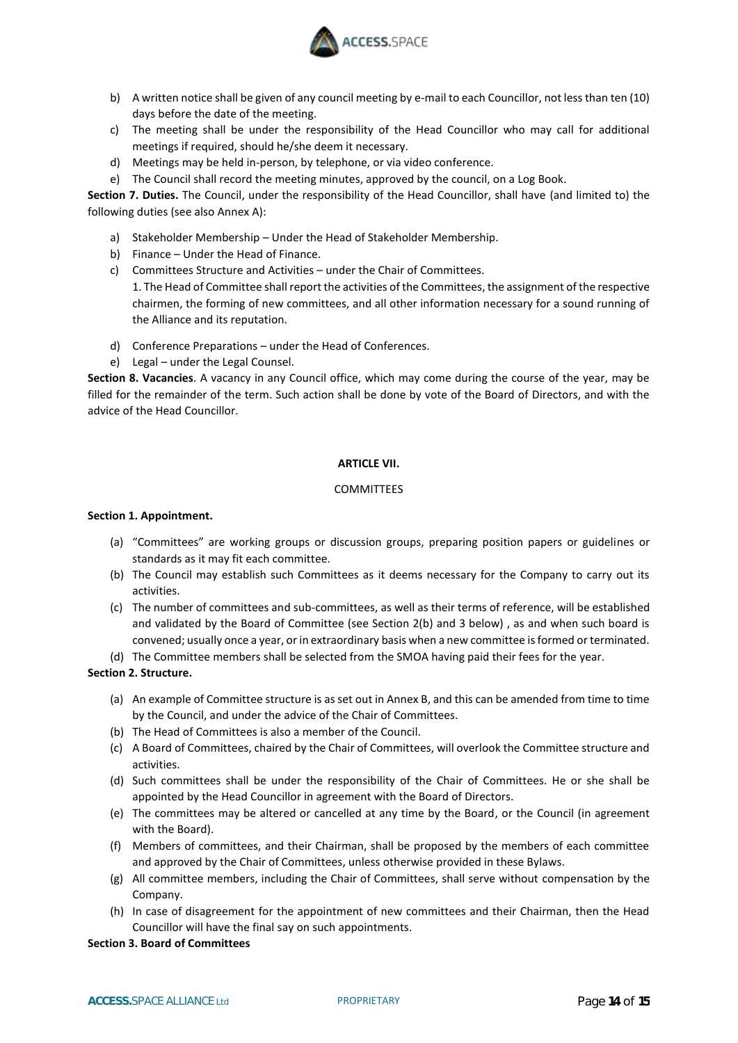b) A written notice shall be given of any council meeting by e-mail to each Councillor, not less than ten (10) days before the date of the meeting.
c) The meeting shall be under the responsibility of the Head Councillor who may call for additional meetings if required, should he/she deem it necessary.
d) Meetings may be held in-person, by telephone, or via video conference.
e) The Council shall record the meeting minutes, approved by the council, on a Log Book.

**Section 7. Duties.** The Council, under the responsibility of the Head Councillor, shall have (and limited to) the following duties (see also Annex A):

a) Stakeholder Membership – Under the Head of Stakeholder Membership.
b) Finance – Under the Head of Finance.
c) Committees Structure and Activities – under the Chair of Committees.
   1. The Head of Committee shall report the activities of the Committees, the assignment of the respective chairmen, the forming of new committees, and all other information necessary for a sound running of the Alliance and its reputation.
d) Conference Preparations – under the Head of Conferences.
e) Legal – under the Legal Counsel.

**Section 8. Vacancies**. A vacancy in any Council office, which may come during the course of the year, may be filled for the remainder of the term. Such action shall be done by vote of the Board of Directors, and with the advice of the Head Councillor.

## ARTICLE VII.

COMMITTEES

**Section 1. Appointment.**

(a) "Committees" are working groups or discussion groups, preparing position papers or guidelines or standards as it may fit each committee.
(b) The Council may establish such Committees as it deems necessary for the Company to carry out its activities.
(c) The number of committees and sub-committees, as well as their terms of reference, will be established and validated by the Board of Committee (see Section 2(b) and 3 below) , as and when such board is convened; usually once a year, or in extraordinary basis when a new committee is formed or terminated.
(d) The Committee members shall be selected from the SMOA having paid their fees for the year.

**Section 2. Structure.**

(a) An example of Committee structure is as set out in Annex B, and this can be amended from time to time by the Council, and under the advice of the Chair of Committees.
(b) The Head of Committees is also a member of the Council.
(c) A Board of Committees, chaired by the Chair of Committees, will overlook the Committee structure and activities.
(d) Such committees shall be under the responsibility of the Chair of Committees. He or she shall be appointed by the Head Councillor in agreement with the Board of Directors.
(e) The committees may be altered or cancelled at any time by the Board, or the Council (in agreement with the Board).
(f) Members of committees, and their Chairman, shall be proposed by the members of each committee and approved by the Chair of Committees, unless otherwise provided in these Bylaws.
(g) All committee members, including the Chair of Committees, shall serve without compensation by the Company.
(h) In case of disagreement for the appointment of new committees and their Chairman, then the Head Councillor will have the final say on such appointments.

**Section 3. Board of Committees**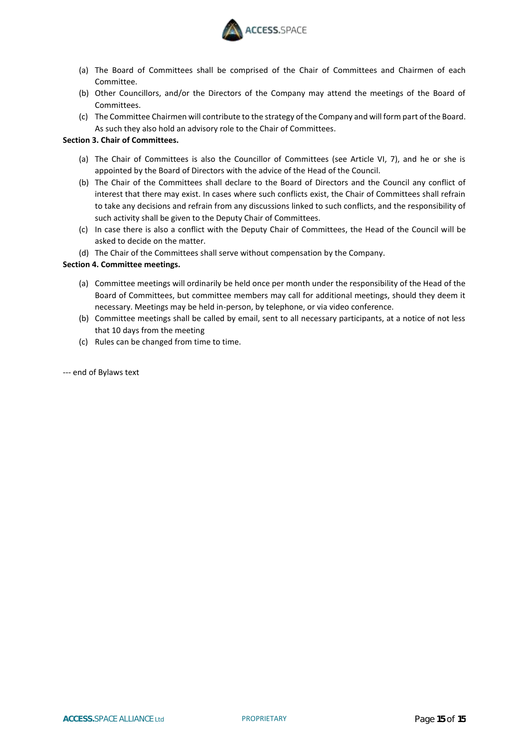(a) The Board of Committees shall be comprised of the Chair of Committees and Chairmen of each Committee.

(b) Other Councillors, and/or the Directors of the Company may attend the meetings of the Board of Committees.

(c) The Committee Chairmen will contribute to the strategy of the Company and will form part of the Board. As such they also hold an advisory role to the Chair of Committees.

**Section 3. Chair of Committees.**

(a) The Chair of Committees is also the Councillor of Committees (see Article VI, 7), and he or she is appointed by the Board of Directors with the advice of the Head of the Council.

(b) The Chair of the Committees shall declare to the Board of Directors and the Council any conflict of interest that there may exist. In cases where such conflicts exist, the Chair of Committees shall refrain to take any decisions and refrain from any discussions linked to such conflicts, and the responsibility of such activity shall be given to the Deputy Chair of Committees.

(c) In case there is also a conflict with the Deputy Chair of Committees, the Head of the Council will be asked to decide on the matter.

(d) The Chair of the Committees shall serve without compensation by the Company.

**Section 4. Committee meetings.**

(a) Committee meetings will ordinarily be held once per month under the responsibility of the Head of the Board of Committees, but committee members may call for additional meetings, should they deem it necessary. Meetings may be held in-person, by telephone, or via video conference.

(b) Committee meetings shall be called by email, sent to all necessary participants, at a notice of not less that 10 days from the meeting

(c) Rules can be changed from time to time.

--- end of Bylaws text